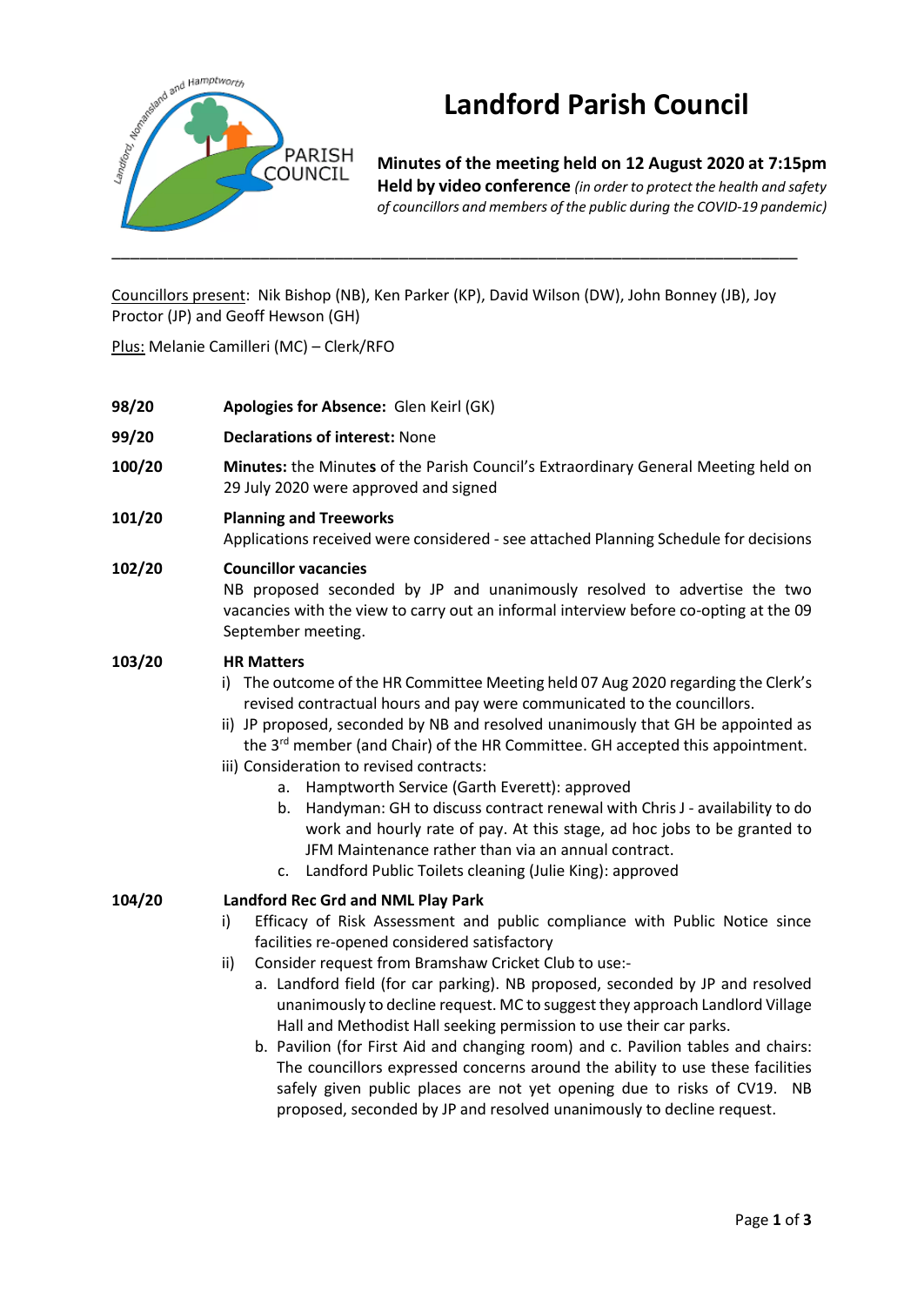# Landford Parish Council

**Minutes of the meeting held on 12 August 2020 at 7:15pm**
**Held by video conference** *(in order to protect the health and safety of councillors and members of the public during the COVID-19 pandemic)*

---

Councillors present: Nik Bishop (NB), Ken Parker (KP), David Wilson (DW), John Bonney (JB), Joy Proctor (JP) and Geoff Hewson (GH)

Plus: Melanie Camilleri (MC) – Clerk/RFO

**98/20** **Apologies for Absence:** Glen Keirl (GK)

**99/20** **Declarations of interest:** None

**100/20** **Minutes:** the Minutes of the Parish Council's Extraordinary General Meeting held on 29 July 2020 were approved and signed

**101/20** **Planning and Treeworks**
Applications received were considered - see attached Planning Schedule for decisions

**102/20** **Councillor vacancies**
NB proposed seconded by JP and unanimously resolved to advertise the two vacancies with the view to carry out an informal interview before co-opting at the 09 September meeting.

**103/20** **HR Matters**

i) The outcome of the HR Committee Meeting held 07 Aug 2020 regarding the Clerk's revised contractual hours and pay were communicated to the councillors.
ii) JP proposed, seconded by NB and resolved unanimously that GH be appointed as the 3rd member (and Chair) of the HR Committee. GH accepted this appointment.
iii) Consideration to revised contracts:
   a. Hamptworth Service (Garth Everett): approved
   b. Handyman: GH to discuss contract renewal with Chris J - availability to do work and hourly rate of pay. At this stage, ad hoc jobs to be granted to JFM Maintenance rather than via an annual contract.
   c. Landford Public Toilets cleaning (Julie King): approved

**104/20** **Landford Rec Grd and NML Play Park**

i) Efficacy of Risk Assessment and public compliance with Public Notice since facilities re-opened considered satisfactory
ii) Consider request from Bramshaw Cricket Club to use:-
   a. Landford field (for car parking). NB proposed, seconded by JP and resolved unanimously to decline request. MC to suggest they approach Landlord Village Hall and Methodist Hall seeking permission to use their car parks.
   b. Pavilion (for First Aid and changing room) and c. Pavilion tables and chairs: The councillors expressed concerns around the ability to use these facilities safely given public places are not yet opening due to risks of CV19. NB proposed, seconded by JP and resolved unanimously to decline request.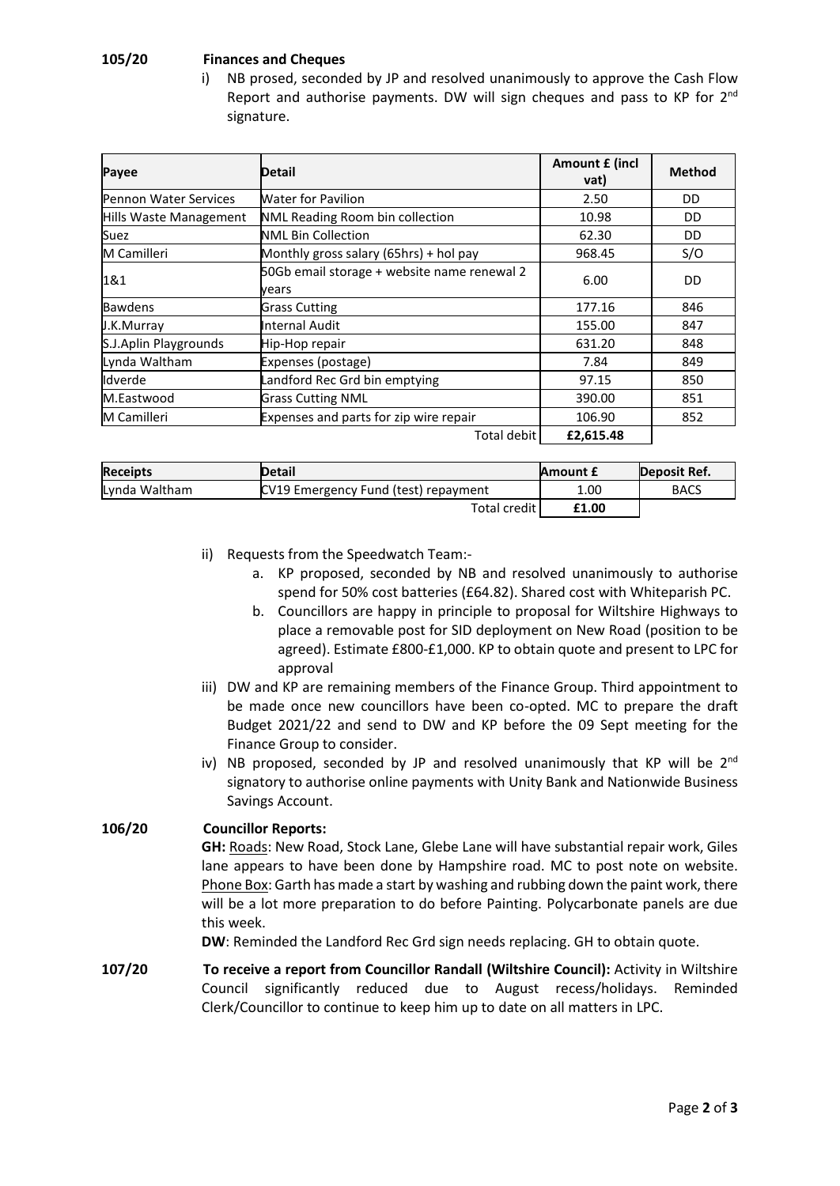**105/20 Finances and Cheques**

i) NB prosed, seconded by JP and resolved unanimously to approve the Cash Flow Report and authorise payments. DW will sign cheques and pass to KP for 2nd signature.

| Payee | Detail | Amount £ (incl vat) | Method |
|---|---|---|---|
| Pennon Water Services | Water for Pavilion | 2.50 | DD |
| Hills Waste Management | NML Reading Room bin collection | 10.98 | DD |
| Suez | NML Bin Collection | 62.30 | DD |
| M Camilleri | Monthly gross salary (65hrs) + hol pay | 968.45 | S/O |
| 1&1 | 50Gb email storage + website name renewal 2 years | 6.00 | DD |
| Bawdens | Grass Cutting | 177.16 | 846 |
| J.K.Murray | Internal Audit | 155.00 | 847 |
| S.J.Aplin Playgrounds | Hip-Hop repair | 631.20 | 848 |
| Lynda Waltham | Expenses (postage) | 7.84 | 849 |
| Idverde | Landford Rec Grd bin emptying | 97.15 | 850 |
| M.Eastwood | Grass Cutting NML | 390.00 | 851 |
| M Camilleri | Expenses and parts for zip wire repair | 106.90 | 852 |
| | Total debit | **£2,615.48** | |

| Receipts | Detail | Amount £ | Deposit Ref. |
|---|---|---|---|
| Lynda Waltham | CV19 Emergency Fund (test) repayment | 1.00 | BACS |
| | Total credit | **£1.00** | |

ii) Requests from the Speedwatch Team:-
   a. KP proposed, seconded by NB and resolved unanimously to authorise spend for 50% cost batteries (£64.82). Shared cost with Whiteparish PC.
   b. Councillors are happy in principle to proposal for Wiltshire Highways to place a removable post for SID deployment on New Road (position to be agreed). Estimate £800-£1,000. KP to obtain quote and present to LPC for approval

iii) DW and KP are remaining members of the Finance Group. Third appointment to be made once new councillors have been co-opted. MC to prepare the draft Budget 2021/22 and send to DW and KP before the 09 Sept meeting for the Finance Group to consider.

iv) NB proposed, seconded by JP and resolved unanimously that KP will be 2nd signatory to authorise online payments with Unity Bank and Nationwide Business Savings Account.

**106/20 Councillor Reports:**

**GH:** Roads: New Road, Stock Lane, Glebe Lane will have substantial repair work, Giles lane appears to have been done by Hampshire road. MC to post note on website. Phone Box: Garth has made a start by washing and rubbing down the paint work, there will be a lot more preparation to do before Painting. Polycarbonate panels are due this week.

**DW**: Reminded the Landford Rec Grd sign needs replacing. GH to obtain quote.

**107/20 To receive a report from Councillor Randall (Wiltshire Council):** Activity in Wiltshire Council significantly reduced due to August recess/holidays. Reminded Clerk/Councillor to continue to keep him up to date on all matters in LPC.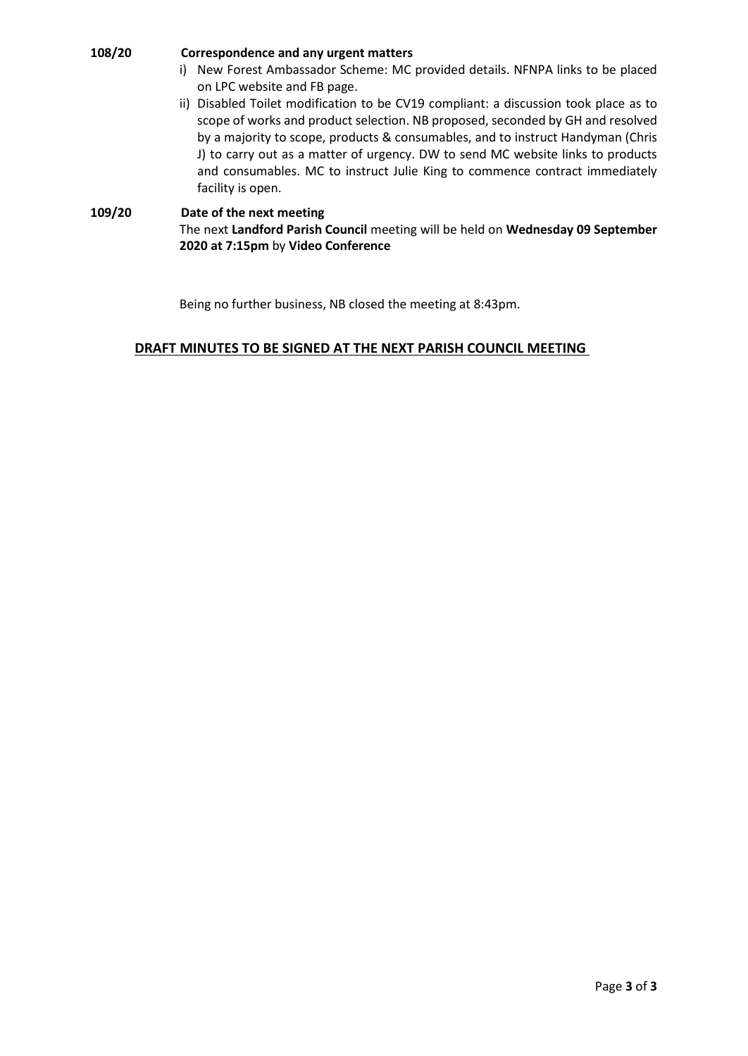**108/20 Correspondence and any urgent matters**

i) New Forest Ambassador Scheme: MC provided details. NFNPA links to be placed on LPC website and FB page.

ii) Disabled Toilet modification to be CV19 compliant: a discussion took place as to scope of works and product selection. NB proposed, seconded by GH and resolved by a majority to scope, products & consumables, and to instruct Handyman (Chris J) to carry out as a matter of urgency. DW to send MC website links to products and consumables. MC to instruct Julie King to commence contract immediately facility is open.

**109/20 Date of the next meeting**

The next **Landford Parish Council** meeting will be held on **Wednesday 09 September 2020 at 7:15pm** by **Video Conference**

Being no further business, NB closed the meeting at 8:43pm.

**DRAFT MINUTES TO BE SIGNED AT THE NEXT PARISH COUNCIL MEETING**